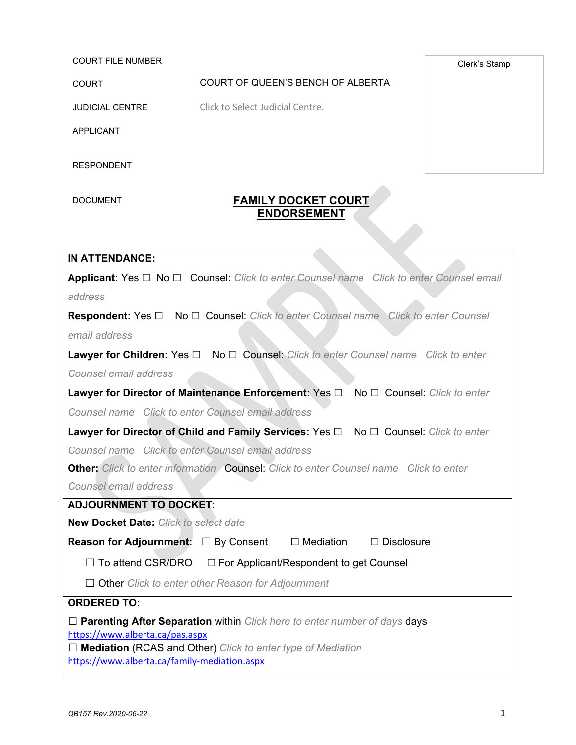| | | Clerk's Stamp |
|---|---|---|
| COURT FILE NUMBER | | |
| COURT | COURT OF QUEEN'S BENCH OF ALBERTA | |
| JUDICIAL CENTRE | Click to Select Judicial Centre. | |
| APPLICANT | | |
| RESPONDENT | | |
| DOCUMENT | **FAMILY DOCKET COURT ENDORSEMENT** | |

**IN ATTENDANCE:**

**Applicant:** Yes ☐ No ☐ Counsel: *Click to enter Counsel name* *Click to enter Counsel email address*

**Respondent:** Yes ☐ No ☐ Counsel: *Click to enter Counsel name* *Click to enter Counsel email address*

**Lawyer for Children:** Yes ☐ No ☐ Counsel: *Click to enter Counsel name* *Click to enter Counsel email address*

**Lawyer for Director of Maintenance Enforcement:** Yes ☐ No ☐ Counsel: *Click to enter Counsel name* *Click to enter Counsel email address*

**Lawyer for Director of Child and Family Services:** Yes ☐ No ☐ Counsel: *Click to enter Counsel name* *Click to enter Counsel email address*

**Other:** *Click to enter information* Counsel: *Click to enter Counsel name* *Click to enter Counsel email address*

**ADJOURNMENT TO DOCKET**:

**New Docket Date:** *Click to select date*

**Reason for Adjournment:** ☐ By Consent ☐ Mediation ☐ Disclosure

☐ To attend CSR/DRO ☐ For Applicant/Respondent to get Counsel

☐ Other *Click to enter other Reason for Adjournment*

**ORDERED TO:**

☐ **Parenting After Separation** within *Click here to enter number of days* days
https://www.alberta.ca/pas.aspx

☐ **Mediation** (RCAS and Other) *Click to enter type of Mediation*
https://www.alberta.ca/family-mediation.aspx

QB157 Rev.2020-06-22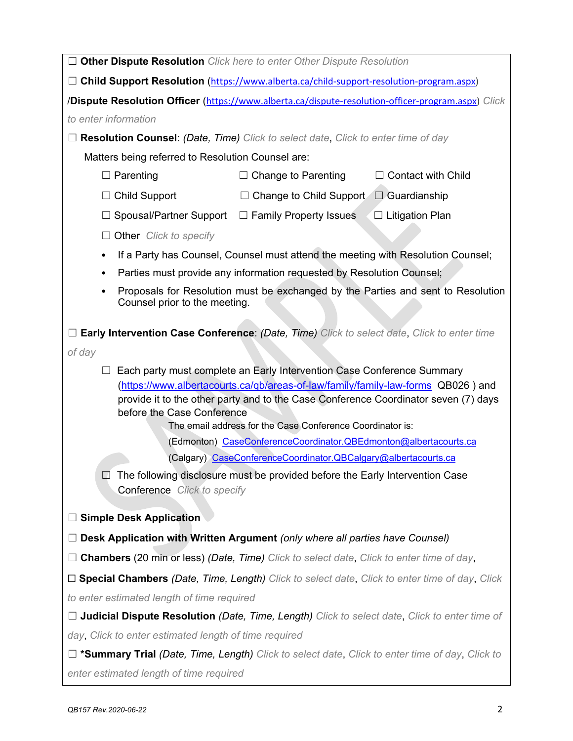☐ **Other Dispute Resolution** *Click here to enter Other Dispute Resolution*

☐ **Child Support Resolution** (https://www.alberta.ca/child-support-resolution-program.aspx) **/Dispute Resolution Officer** (https://www.alberta.ca/dispute-resolution-officer-program.aspx) *Click to enter information*

☐ **Resolution Counsel**: *(Date, Time) Click to select date*, *Click to enter time of day*

Matters being referred to Resolution Counsel are:

| | | |
|---|---|---|
| ☐ Parenting | ☐ Change to Parenting | ☐ Contact with Child |
| ☐ Child Support | ☐ Change to Child Support | ☐ Guardianship |
| ☐ Spousal/Partner Support | ☐ Family Property Issues | ☐ Litigation Plan |
| ☐ Other *Click to specify* | | |

- If a Party has Counsel, Counsel must attend the meeting with Resolution Counsel;
- Parties must provide any information requested by Resolution Counsel;
- Proposals for Resolution must be exchanged by the Parties and sent to Resolution Counsel prior to the meeting.

☐ **Early Intervention Case Conference**: *(Date, Time) Click to select date*, *Click to enter time of day*

☐ Each party must complete an Early Intervention Case Conference Summary (https://www.albertacourts.ca/qb/areas-of-law/family/family-law-forms QB026 ) and provide it to the other party and to the Case Conference Coordinator seven (7) days before the Case Conference

The email address for the Case Conference Coordinator is:

(Edmonton) CaseConferenceCoordinator.QBEdmonton@albertacourts.ca

(Calgary) CaseConferenceCoordinator.QBCalgary@albertacourts.ca

☐ The following disclosure must be provided before the Early Intervention Case Conference *Click to specify*

☐ **Simple Desk Application**

☐ **Desk Application with Written Argument** *(only where all parties have Counsel)*

☐ **Chambers** (20 min or less) *(Date, Time) Click to select date*, *Click to enter time of day*,

☐ **Special Chambers** *(Date, Time, Length) Click to select date*, *Click to enter time of day*, *Click to enter estimated length of time required*

☐ **Judicial Dispute Resolution** *(Date, Time, Length) Click to select date*, *Click to enter time of day*, *Click to enter estimated length of time required*

☐ ***Summary Trial** *(Date, Time, Length) Click to select date*, *Click to enter time of day*, *Click to enter estimated length of time required*

QB157 Rev.2020-06-22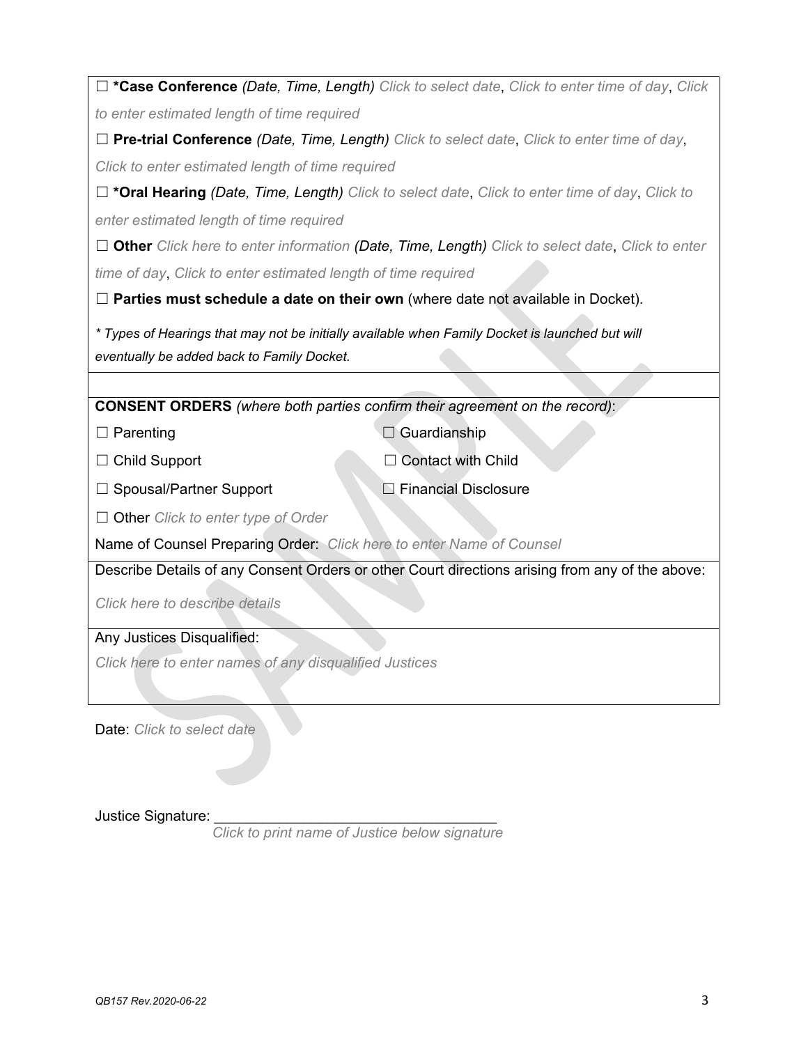☐ ***Case Conference** *(Date, Time, Length) Click to select date*, *Click to enter time of day*, *Click to enter estimated length of time required*

☐ **Pre-trial Conference** *(Date, Time, Length) Click to select date*, *Click to enter time of day*, *Click to enter estimated length of time required*

☐ ***Oral Hearing** *(Date, Time, Length) Click to select date*, *Click to enter time of day*, *Click to enter estimated length of time required*

☐ **Other** *Click here to enter information* ***(Date, Time, Length)*** *Click to select date*, *Click to enter time of day*, *Click to enter estimated length of time required*

☐ **Parties must schedule a date on their own** (where date not available in Docket).

*\* Types of Hearings that may not be initially available when Family Docket is launched but will eventually be added back to Family Docket.*

**CONSENT ORDERS** *(where both parties confirm their agreement on the record)*:

☐ Parenting

☐ Guardianship

☐ Child Support

☐ Contact with Child

☐ Spousal/Partner Support

☐ Financial Disclosure

☐ Other *Click to enter type of Order*

Name of Counsel Preparing Order: *Click here to enter Name of Counsel*

Describe Details of any Consent Orders or other Court directions arising from any of the above:

*Click here to describe details*

Any Justices Disqualified:

*Click here to enter names of any disqualified Justices*

Date: *Click to select date*

Justice Signature: ___________________________________

*Click to print name of Justice below signature*

*QB157 Rev.2020-06-22*